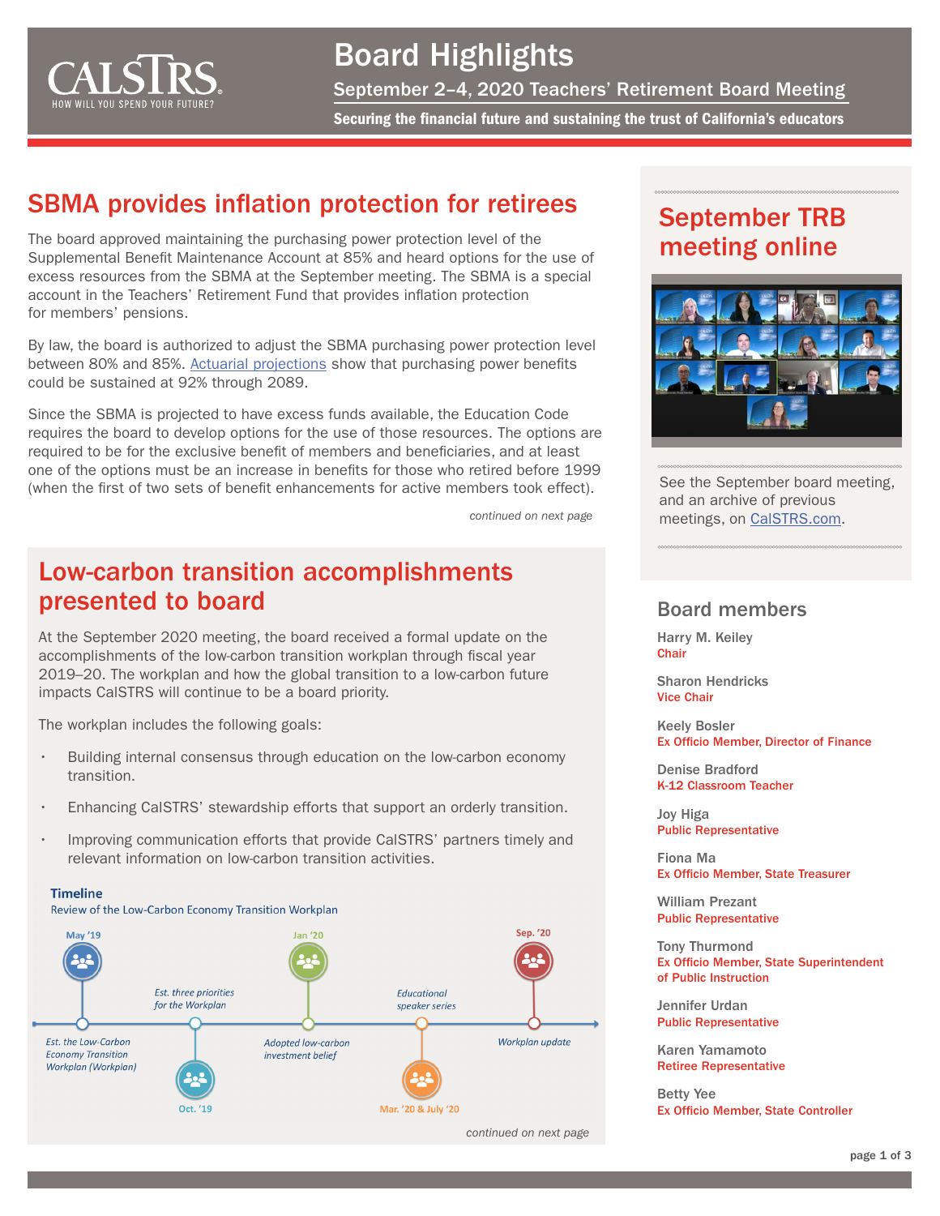# Board Highlights

September 2–4, 2020 Teachers' Retirement Board Meeting

**Securing the financial future and sustaining the trust of California's educators**

## SBMA provides inflation protection for retirees

The board approved maintaining the purchasing power protection level of the Supplemental Benefit Maintenance Account at 85% and heard options for the use of excess resources from the SBMA at the September meeting. The SBMA is a special account in the Teachers' Retirement Fund that provides inflation protection for members' pensions.

By law, the board is authorized to adjust the SBMA purchasing power protection level between 80% and 85%. Actuarial projections show that purchasing power benefits could be sustained at 92% through 2089.

Since the SBMA is projected to have excess funds available, the Education Code requires the board to develop options for the use of those resources. The options are required to be for the exclusive benefit of members and beneficiaries, and at least one of the options must be an increase in benefits for those who retired before 1999 (when the first of two sets of benefit enhancements for active members took effect).

*continued on next page*

## Low-carbon transition accomplishments presented to board

At the September 2020 meeting, the board received a formal update on the accomplishments of the low-carbon transition workplan through fiscal year 2019–20. The workplan and how the global transition to a low-carbon future impacts CalSTRS will continue to be a board priority.

The workplan includes the following goals:

- Building internal consensus through education on the low-carbon economy transition.
- Enhancing CalSTRS' stewardship efforts that support an orderly transition.
- Improving communication efforts that provide CalSTRS' partners timely and relevant information on low-carbon transition activities.

**Timeline**

Review of the Low-Carbon Economy Transition Workplan

- May '19 – Est. the Low-Carbon Economy Transition Workplan (Workplan)
- Oct. '19 – Est. three priorities for the Workplan
- Jan '20 – Adopted low-carbon investment belief
- Mar. '20 & July '20 – Educational speaker series
- Sep. '20 – Workplan update

*continued on next page*

## September TRB meeting online

See the September board meeting, and an archive of previous meetings, on CalSTRS.com.

## Board members

**Harry M. Keiley**
Chair

**Sharon Hendricks**
Vice Chair

**Keely Bosler**
Ex Officio Member, Director of Finance

**Denise Bradford**
K-12 Classroom Teacher

**Joy Higa**
Public Representative

**Fiona Ma**
Ex Officio Member, State Treasurer

**William Prezant**
Public Representative

**Tony Thurmond**
Ex Officio Member, State Superintendent of Public Instruction

**Jennifer Urdan**
Public Representative

**Karen Yamamoto**
Retiree Representative

**Betty Yee**
Ex Officio Member, State Controller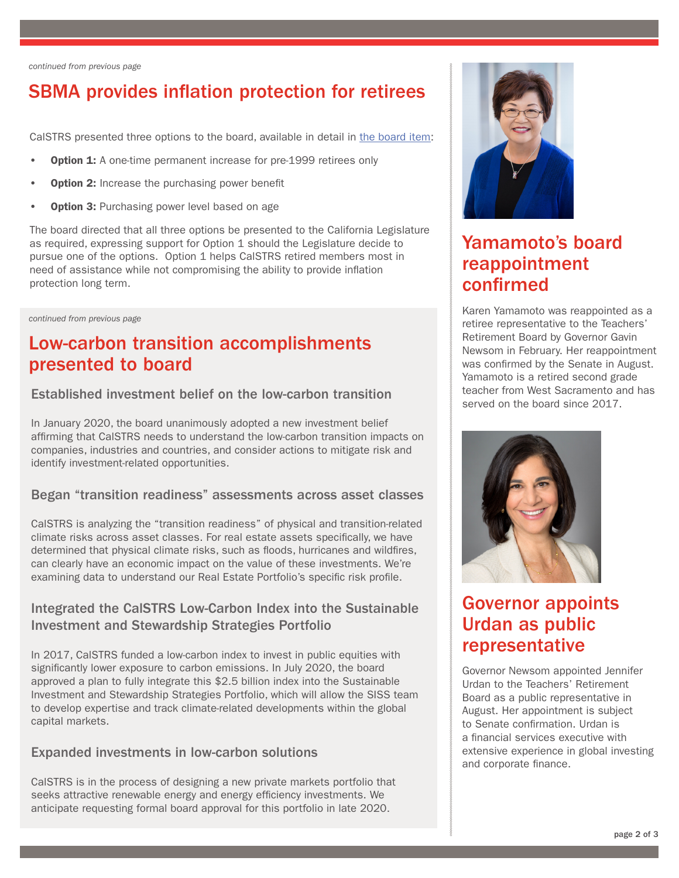*continued from previous page*

## SBMA provides inflation protection for retirees

CalSTRS presented three options to the board, available in detail in the board item:

- **Option 1:** A one-time permanent increase for pre-1999 retirees only
- **Option 2:** Increase the purchasing power benefit
- **Option 3:** Purchasing power level based on age

The board directed that all three options be presented to the California Legislature as required, expressing support for Option 1 should the Legislature decide to pursue one of the options. Option 1 helps CalSTRS retired members most in need of assistance while not compromising the ability to provide inflation protection long term.

*continued from previous page*

## Low-carbon transition accomplishments presented to board

### Established investment belief on the low-carbon transition

In January 2020, the board unanimously adopted a new investment belief affirming that CalSTRS needs to understand the low-carbon transition impacts on companies, industries and countries, and consider actions to mitigate risk and identify investment-related opportunities.

### Began "transition readiness" assessments across asset classes

CalSTRS is analyzing the "transition readiness" of physical and transition-related climate risks across asset classes. For real estate assets specifically, we have determined that physical climate risks, such as floods, hurricanes and wildfires, can clearly have an economic impact on the value of these investments. We're examining data to understand our Real Estate Portfolio's specific risk profile.

### Integrated the CalSTRS Low-Carbon Index into the Sustainable Investment and Stewardship Strategies Portfolio

In 2017, CalSTRS funded a low-carbon index to invest in public equities with significantly lower exposure to carbon emissions. In July 2020, the board approved a plan to fully integrate this $2.5 billion index into the Sustainable Investment and Stewardship Strategies Portfolio, which will allow the SISS team to develop expertise and track climate-related developments within the global capital markets.

### Expanded investments in low-carbon solutions

CalSTRS is in the process of designing a new private markets portfolio that seeks attractive renewable energy and energy efficiency investments. We anticipate requesting formal board approval for this portfolio in late 2020.

## Yamamoto's board reappointment confirmed

Karen Yamamoto was reappointed as a retiree representative to the Teachers' Retirement Board by Governor Gavin Newsom in February. Her reappointment was confirmed by the Senate in August. Yamamoto is a retired second grade teacher from West Sacramento and has served on the board since 2017.

## Governor appoints Urdan as public representative

Governor Newsom appointed Jennifer Urdan to the Teachers' Retirement Board as a public representative in August. Her appointment is subject to Senate confirmation. Urdan is a financial services executive with extensive experience in global investing and corporate finance.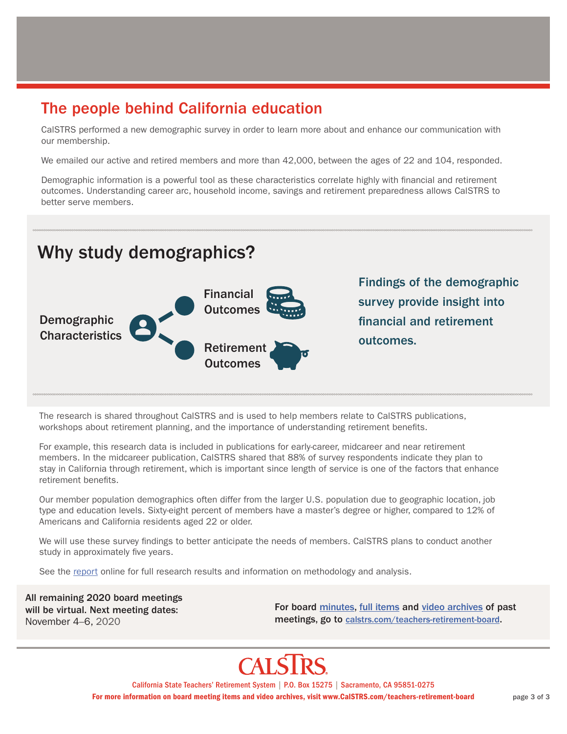## The people behind California education

CalSTRS performed a new demographic survey in order to learn more about and enhance our communication with our membership.

We emailed our active and retired members and more than 42,000, between the ages of 22 and 104, responded.

Demographic information is a powerful tool as these characteristics correlate highly with financial and retirement outcomes. Understanding career arc, household income, savings and retirement preparedness allows CalSTRS to better serve members.

### Why study demographics?

Demographic Characteristics

Financial Outcomes

Retirement Outcomes

**Findings of the demographic survey provide insight into financial and retirement outcomes.**

The research is shared throughout CalSTRS and is used to help members relate to CalSTRS publications, workshops about retirement planning, and the importance of understanding retirement benefits.

For example, this research data is included in publications for early-career, midcareer and near retirement members. In the midcareer publication, CalSTRS shared that 88% of survey respondents indicate they plan to stay in California through retirement, which is important since length of service is one of the factors that enhance retirement benefits.

Our member population demographics often differ from the larger U.S. population due to geographic location, job type and education levels. Sixty-eight percent of members have a master's degree or higher, compared to 12% of Americans and California residents aged 22 or older.

We will use these survey findings to better anticipate the needs of members. CalSTRS plans to conduct another study in approximately five years.

See the report online for full research results and information on methodology and analysis.

**All remaining 2020 board meetings will be virtual. Next meeting dates:**
November 4–6, 2020

**For board minutes, full items and video archives of past meetings, go to calstrs.com/teachers-retirement-board.**

CALSTRS

California State Teachers' Retirement System | P.O. Box 15275 | Sacramento, CA 95851-0275

**For more information on board meeting items and video archives, visit www.CalSTRS.com/teachers-retirement-board**